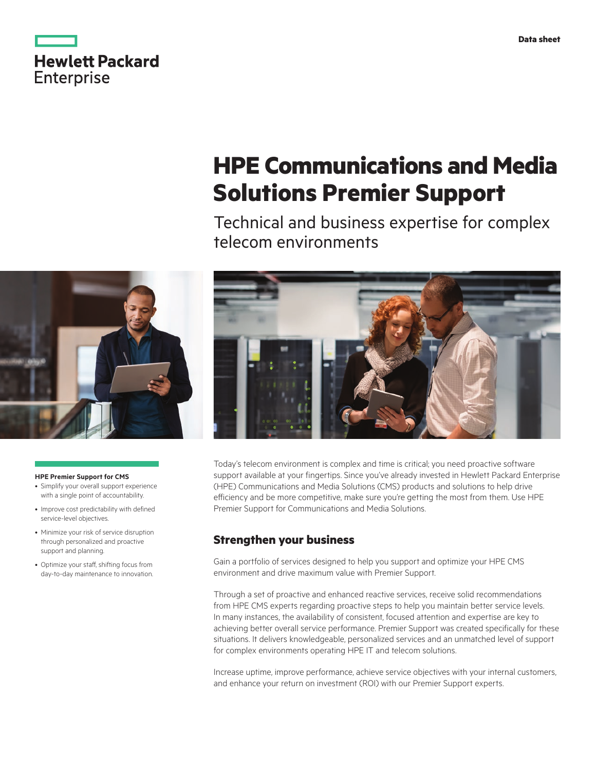Data sheet

# HPE Communications and Media Solutions Premier Support

## Technical and business expertise for complex telecom environments

**HPE Premier Support for CMS**

- Simplify your overall support experience with a single point of accountability.
- Improve cost predictability with defined service-level objectives.
- Minimize your risk of service disruption through personalized and proactive support and planning.
- Optimize your staff, shifting focus from day-to-day maintenance to innovation.

Today's telecom environment is complex and time is critical; you need proactive software support available at your fingertips. Since you've already invested in Hewlett Packard Enterprise (HPE) Communications and Media Solutions (CMS) products and solutions to help drive efficiency and be more competitive, make sure you're getting the most from them. Use HPE Premier Support for Communications and Media Solutions.

## Strengthen your business

Gain a portfolio of services designed to help you support and optimize your HPE CMS environment and drive maximum value with Premier Support.

Through a set of proactive and enhanced reactive services, receive solid recommendations from HPE CMS experts regarding proactive steps to help you maintain better service levels. In many instances, the availability of consistent, focused attention and expertise are key to achieving better overall service performance. Premier Support was created specifically for these situations. It delivers knowledgeable, personalized services and an unmatched level of support for complex environments operating HPE IT and telecom solutions.

Increase uptime, improve performance, achieve service objectives with your internal customers, and enhance your return on investment (ROI) with our Premier Support experts.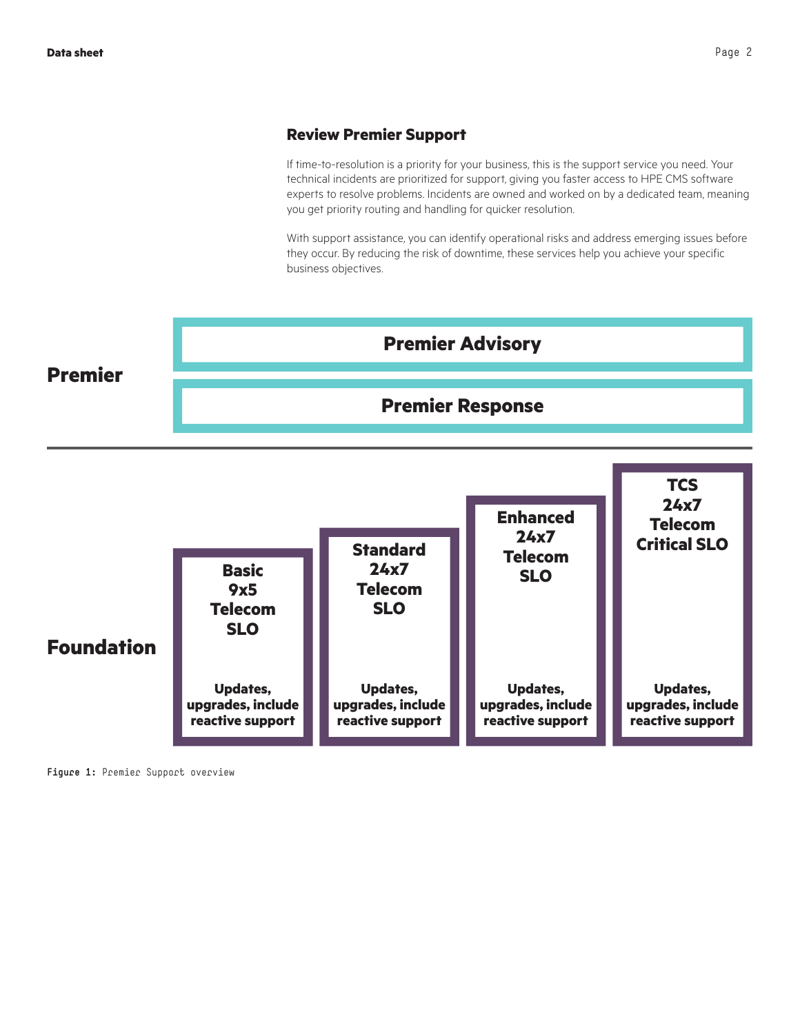## Review Premier Support

If time-to-resolution is a priority for your business, this is the support service you need. Your technical incidents are prioritized for support, giving you faster access to HPE CMS software experts to resolve problems. Incidents are owned and worked on by a dedicated team, meaning you get priority routing and handling for quicker resolution.

With support assistance, you can identify operational risks and address emerging issues before they occur. By reducing the risk of downtime, these services help you achieve your specific business objectives.

**Premier**

- **Premier Advisory**
- **Premier Response**

**Foundation**

| Basic 9x5 Telecom SLO | Standard 24x7 Telecom SLO | Enhanced 24x7 Telecom SLO | TCS 24x7 Telecom Critical SLO |
|---|---|---|---|
| Updates, upgrades, include reactive support | Updates, upgrades, include reactive support | Updates, upgrades, include reactive support | Updates, upgrades, include reactive support |

**Figure 1:** Premier Support overview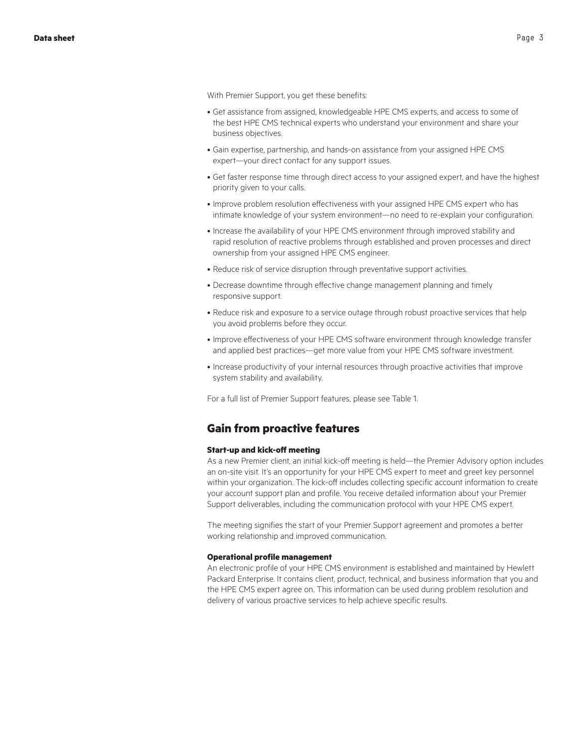With Premier Support, you get these benefits:

- Get assistance from assigned, knowledgeable HPE CMS experts, and access to some of the best HPE CMS technical experts who understand your environment and share your business objectives.
- Gain expertise, partnership, and hands-on assistance from your assigned HPE CMS expert—your direct contact for any support issues.
- Get faster response time through direct access to your assigned expert, and have the highest priority given to your calls.
- Improve problem resolution effectiveness with your assigned HPE CMS expert who has intimate knowledge of your system environment—no need to re-explain your configuration.
- Increase the availability of your HPE CMS environment through improved stability and rapid resolution of reactive problems through established and proven processes and direct ownership from your assigned HPE CMS engineer.
- Reduce risk of service disruption through preventative support activities.
- Decrease downtime through effective change management planning and timely responsive support.
- Reduce risk and exposure to a service outage through robust proactive services that help you avoid problems before they occur.
- Improve effectiveness of your HPE CMS software environment through knowledge transfer and applied best practices—get more value from your HPE CMS software investment.
- Increase productivity of your internal resources through proactive activities that improve system stability and availability.

For a full list of Premier Support features, please see Table 1.

## Gain from proactive features

### Start-up and kick-off meeting

As a new Premier client, an initial kick-off meeting is held—the Premier Advisory option includes an on-site visit. It's an opportunity for your HPE CMS expert to meet and greet key personnel within your organization. The kick-off includes collecting specific account information to create your account support plan and profile. You receive detailed information about your Premier Support deliverables, including the communication protocol with your HPE CMS expert.

The meeting signifies the start of your Premier Support agreement and promotes a better working relationship and improved communication.

### Operational profile management

An electronic profile of your HPE CMS environment is established and maintained by Hewlett Packard Enterprise. It contains client, product, technical, and business information that you and the HPE CMS expert agree on. This information can be used during problem resolution and delivery of various proactive services to help achieve specific results.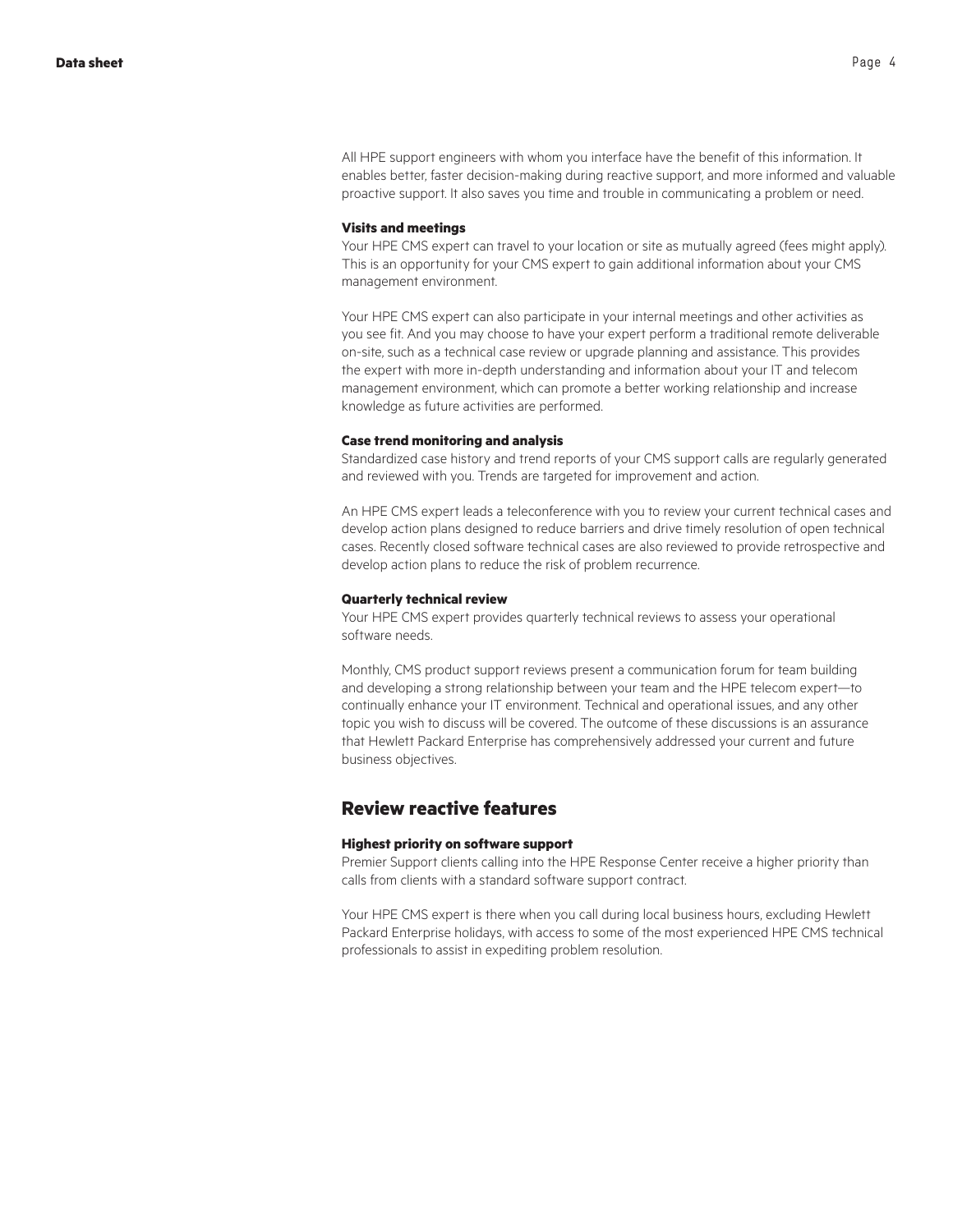All HPE support engineers with whom you interface have the benefit of this information. It enables better, faster decision-making during reactive support, and more informed and valuable proactive support. It also saves you time and trouble in communicating a problem or need.

#### Visits and meetings

Your HPE CMS expert can travel to your location or site as mutually agreed (fees might apply). This is an opportunity for your CMS expert to gain additional information about your CMS management environment.

Your HPE CMS expert can also participate in your internal meetings and other activities as you see fit. And you may choose to have your expert perform a traditional remote deliverable on-site, such as a technical case review or upgrade planning and assistance. This provides the expert with more in-depth understanding and information about your IT and telecom management environment, which can promote a better working relationship and increase knowledge as future activities are performed.

#### Case trend monitoring and analysis

Standardized case history and trend reports of your CMS support calls are regularly generated and reviewed with you. Trends are targeted for improvement and action.

An HPE CMS expert leads a teleconference with you to review your current technical cases and develop action plans designed to reduce barriers and drive timely resolution of open technical cases. Recently closed software technical cases are also reviewed to provide retrospective and develop action plans to reduce the risk of problem recurrence.

#### Quarterly technical review

Your HPE CMS expert provides quarterly technical reviews to assess your operational software needs.

Monthly, CMS product support reviews present a communication forum for team building and developing a strong relationship between your team and the HPE telecom expert—to continually enhance your IT environment. Technical and operational issues, and any other topic you wish to discuss will be covered. The outcome of these discussions is an assurance that Hewlett Packard Enterprise has comprehensively addressed your current and future business objectives.

## Review reactive features

#### Highest priority on software support

Premier Support clients calling into the HPE Response Center receive a higher priority than calls from clients with a standard software support contract.

Your HPE CMS expert is there when you call during local business hours, excluding Hewlett Packard Enterprise holidays, with access to some of the most experienced HPE CMS technical professionals to assist in expediting problem resolution.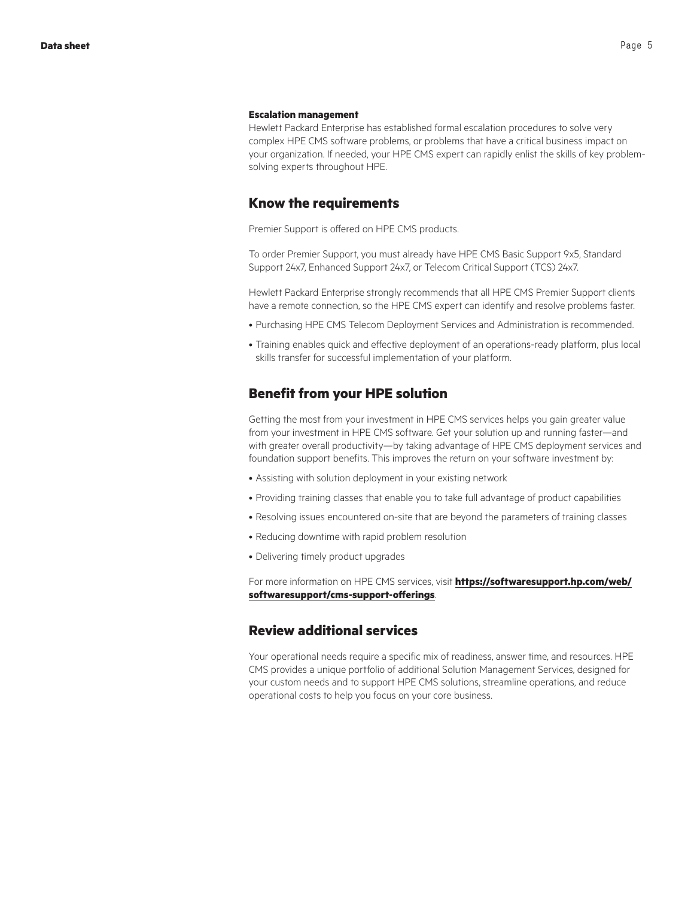### Escalation management

Hewlett Packard Enterprise has established formal escalation procedures to solve very complex HPE CMS software problems, or problems that have a critical business impact on your organization. If needed, your HPE CMS expert can rapidly enlist the skills of key problem-solving experts throughout HPE.

## Know the requirements

Premier Support is offered on HPE CMS products.

To order Premier Support, you must already have HPE CMS Basic Support 9x5, Standard Support 24x7, Enhanced Support 24x7, or Telecom Critical Support (TCS) 24x7.

Hewlett Packard Enterprise strongly recommends that all HPE CMS Premier Support clients have a remote connection, so the HPE CMS expert can identify and resolve problems faster.

- Purchasing HPE CMS Telecom Deployment Services and Administration is recommended.
- Training enables quick and effective deployment of an operations-ready platform, plus local skills transfer for successful implementation of your platform.

## Benefit from your HPE solution

Getting the most from your investment in HPE CMS services helps you gain greater value from your investment in HPE CMS software. Get your solution up and running faster—and with greater overall productivity—by taking advantage of HPE CMS deployment services and foundation support benefits. This improves the return on your software investment by:

- Assisting with solution deployment in your existing network
- Providing training classes that enable you to take full advantage of product capabilities
- Resolving issues encountered on-site that are beyond the parameters of training classes
- Reducing downtime with rapid problem resolution
- Delivering timely product upgrades

For more information on HPE CMS services, visit **https://softwaresupport.hp.com/web/softwaresupport/cms-support-offerings**.

## Review additional services

Your operational needs require a specific mix of readiness, answer time, and resources. HPE CMS provides a unique portfolio of additional Solution Management Services, designed for your custom needs and to support HPE CMS solutions, streamline operations, and reduce operational costs to help you focus on your core business.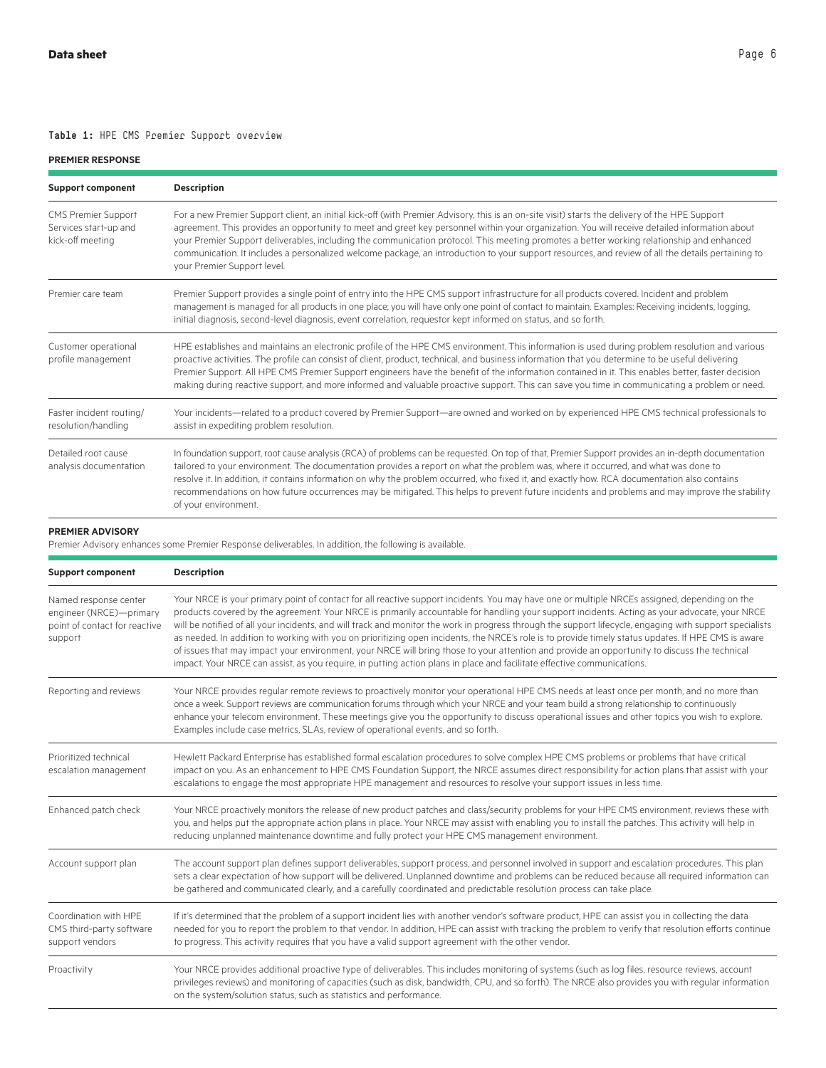**Table 1:** HPE CMS Premier Support overview

**PREMIER RESPONSE**

| Support component | Description |
|---|---|
| CMS Premier Support Services start-up and kick-off meeting | For a new Premier Support client, an initial kick-off (with Premier Advisory, this is an on-site visit) starts the delivery of the HPE Support agreement. This provides an opportunity to meet and greet key personnel within your organization. You will receive detailed information about your Premier Support deliverables, including the communication protocol. This meeting promotes a better working relationship and enhanced communication. It includes a personalized welcome package, an introduction to your support resources, and review of all the details pertaining to your Premier Support level. |
| Premier care team | Premier Support provides a single point of entry into the HPE CMS support infrastructure for all products covered. Incident and problem management is managed for all products in one place; you will have only one point of contact to maintain. Examples: Receiving incidents, logging, initial diagnosis, second-level diagnosis, event correlation, requestor kept informed on status, and so forth. |
| Customer operational profile management | HPE establishes and maintains an electronic profile of the HPE CMS environment. This information is used during problem resolution and various proactive activities. The profile can consist of client, product, technical, and business information that you determine to be useful delivering Premier Support. All HPE CMS Premier Support engineers have the benefit of the information contained in it. This enables better, faster decision making during reactive support, and more informed and valuable proactive support. This can save you time in communicating a problem or need. |
| Faster incident routing/ resolution/handling | Your incidents—related to a product covered by Premier Support—are owned and worked on by experienced HPE CMS technical professionals to assist in expediting problem resolution. |
| Detailed root cause analysis documentation | In foundation support, root cause analysis (RCA) of problems can be requested. On top of that, Premier Support provides an in-depth documentation tailored to your environment. The documentation provides a report on what the problem was, where it occurred, and what was done to resolve it. In addition, it contains information on why the problem occurred, who fixed it, and exactly how. RCA documentation also contains recommendations on how future occurrences may be mitigated. This helps to prevent future incidents and problems and may improve the stability of your environment. |

**PREMIER ADVISORY**

Premier Advisory enhances some Premier Response deliverables. In addition, the following is available.

| Support component | Description |
|---|---|
| Named response center engineer (NRCE)—primary point of contact for reactive support | Your NRCE is your primary point of contact for all reactive support incidents. You may have one or multiple NRCEs assigned, depending on the products covered by the agreement. Your NRCE is primarily accountable for handling your support incidents. Acting as your advocate, your NRCE will be notified of all your incidents, and will track and monitor the work in progress through the support lifecycle, engaging with support specialists as needed. In addition to working with you on prioritizing open incidents, the NRCE's role is to provide timely status updates. If HPE CMS is aware of issues that may impact your environment, your NRCE will bring those to your attention and provide an opportunity to discuss the technical impact. Your NRCE can assist, as you require, in putting action plans in place and facilitate effective communications. |
| Reporting and reviews | Your NRCE provides regular remote reviews to proactively monitor your operational HPE CMS needs at least once per month, and no more than once a week. Support reviews are communication forums through which your NRCE and your team build a strong relationship to continuously enhance your telecom environment. These meetings give you the opportunity to discuss operational issues and other topics you wish to explore. Examples include case metrics, SLAs, review of operational events, and so forth. |
| Prioritized technical escalation management | Hewlett Packard Enterprise has established formal escalation procedures to solve complex HPE CMS problems or problems that have critical impact on you. As an enhancement to HPE CMS Foundation Support, the NRCE assumes direct responsibility for action plans that assist with your escalations to engage the most appropriate HPE management and resources to resolve your support issues in less time. |
| Enhanced patch check | Your NRCE proactively monitors the release of new product patches and class/security problems for your HPE CMS environment, reviews these with you, and helps put the appropriate action plans in place. Your NRCE may assist with enabling you to install the patches. This activity will help in reducing unplanned maintenance downtime and fully protect your HPE CMS management environment. |
| Account support plan | The account support plan defines support deliverables, support process, and personnel involved in support and escalation procedures. This plan sets a clear expectation of how support will be delivered. Unplanned downtime and problems can be reduced because all required information can be gathered and communicated clearly, and a carefully coordinated and predictable resolution process can take place. |
| Coordination with HPE CMS third-party software support vendors | If it's determined that the problem of a support incident lies with another vendor's software product, HPE can assist you in collecting the data needed for you to report the problem to that vendor. In addition, HPE can assist with tracking the problem to verify that resolution efforts continue to progress. This activity requires that you have a valid support agreement with the other vendor. |
| Proactivity | Your NRCE provides additional proactive type of deliverables. This includes monitoring of systems (such as log files, resource reviews, account privileges reviews) and monitoring of capacities (such as disk, bandwidth, CPU, and so forth). The NRCE also provides you with regular information on the system/solution status, such as statistics and performance. |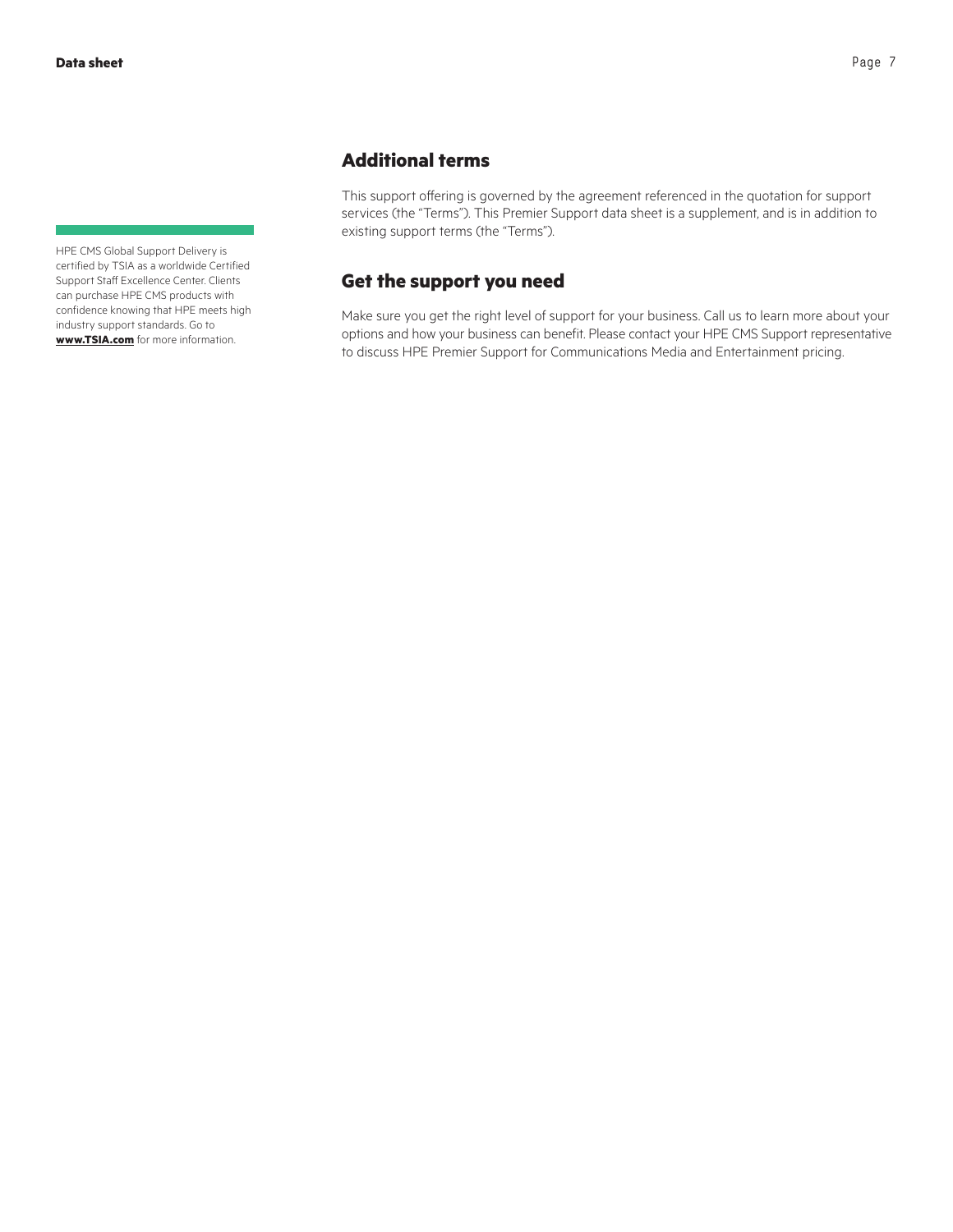HPE CMS Global Support Delivery is certified by TSIA as a worldwide Certified Support Staff Excellence Center. Clients can purchase HPE CMS products with confidence knowing that HPE meets high industry support standards. Go to **www.TSIA.com** for more information.

## Additional terms

This support offering is governed by the agreement referenced in the quotation for support services (the "Terms"). This Premier Support data sheet is a supplement, and is in addition to existing support terms (the "Terms").

## Get the support you need

Make sure you get the right level of support for your business. Call us to learn more about your options and how your business can benefit. Please contact your HPE CMS Support representative to discuss HPE Premier Support for Communications Media and Entertainment pricing.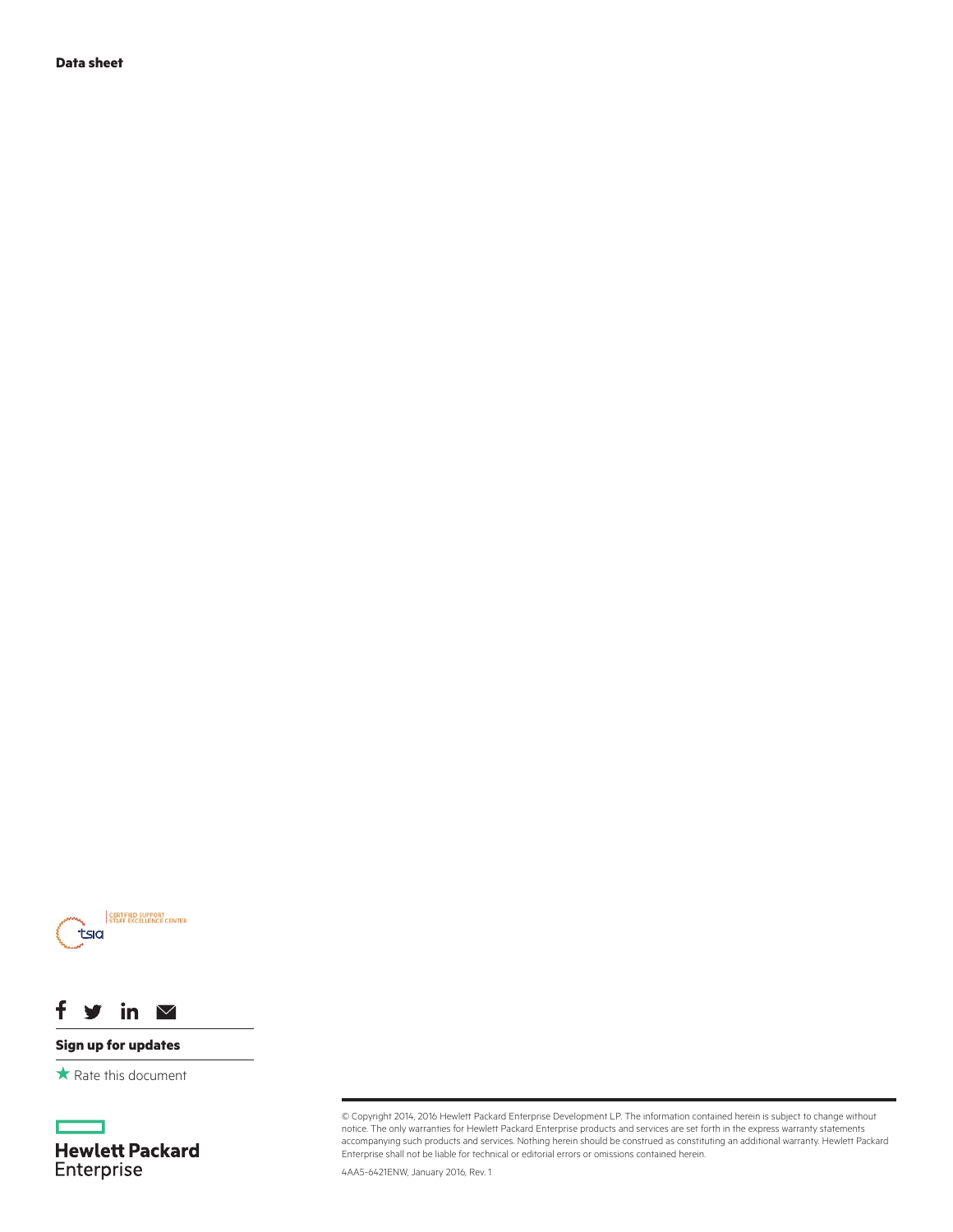CERTIFIED SUPPORT STAFF EXCELLENCE CENTER

tsia

**Sign up for updates**

★ Rate this document

Hewlett Packard Enterprise

© Copyright 2014, 2016 Hewlett Packard Enterprise Development LP. The information contained herein is subject to change without notice. The only warranties for Hewlett Packard Enterprise products and services are set forth in the express warranty statements accompanying such products and services. Nothing herein should be construed as constituting an additional warranty. Hewlett Packard Enterprise shall not be liable for technical or editorial errors or omissions contained herein.

4AA5-6421ENW, January 2016, Rev. 1